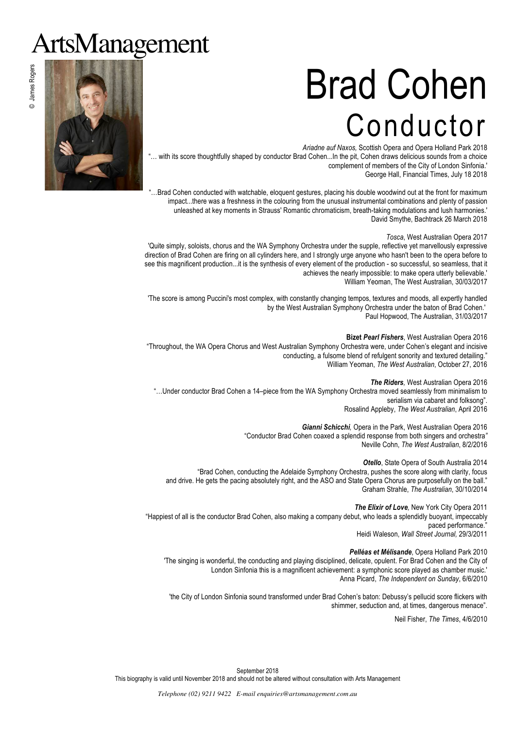ArtsManagement

© James Rogers

# Brad Cohen

## Conductor

*Ariadne auf Naxos,* Scottish Opera and Opera Holland Park 2018

"… with its score thoughtfully shaped by conductor Brad Cohen...In the pit, Cohen draws delicious sounds from a choice complement of members of the City of London Sinfonia.'

George Hall, Financial Times, July 18 2018

"…Brad Cohen conducted with watchable, eloquent gestures, placing his double woodwind out at the front for maximum impact...there was a freshness in the colouring from the unusual instrumental combinations and plenty of passion unleashed at key moments in Strauss' Romantic chromaticism, breath-taking modulations and lush harmonies.'

David Smythe, Bachtrack 26 March 2018

*Tosca*, West Australian Opera 2017

'Quite simply, soloists, chorus and the WA Symphony Orchestra under the supple, reflective yet marvellously expressive direction of Brad Cohen are firing on all cylinders here, and I strongly urge anyone who hasn't been to the opera before to see this magnificent production...it is the synthesis of every element of the production - so successful, so seamless, that it achieves the nearly impossible: to make opera utterly believable.'

William Yeoman, The West Australian, 30/03/2017

'The score is among Puccini's most complex, with constantly changing tempos, textures and moods, all expertly handled by the West Australian Symphony Orchestra under the baton of Brad Cohen.'

Paul Hopwood, The Australian, 31/03/2017

**Bizet *Pearl Fishers***, West Australian Opera 2016

"Throughout, the WA Opera Chorus and West Australian Symphony Orchestra were, under Cohen's elegant and incisive conducting, a fulsome blend of refulgent sonority and textured detailing."

William Yeoman, *The West Australian*, October 27, 2016

***The Riders***, West Australian Opera 2016

"…Under conductor Brad Cohen a 14–piece from the WA Symphony Orchestra moved seamlessly from minimalism to serialism via cabaret and folksong".

Rosalind Appleby, *The West Australian*, April 2016

***Gianni Schicchi***, Opera in the Park, West Australian Opera 2016

"Conductor Brad Cohen coaxed a splendid response from both singers and orchestra"

Neville Cohn, *The West Australian*, 8/2/2016

***Otello***, State Opera of South Australia 2014

"Brad Cohen, conducting the Adelaide Symphony Orchestra, pushes the score along with clarity, focus and drive. He gets the pacing absolutely right, and the ASO and State Opera Chorus are purposefully on the ball."

Graham Strahle, *The Australian*, 30/10/2014

***The Elixir of Love***, New York City Opera 2011

"Happiest of all is the conductor Brad Cohen, also making a company debut, who leads a splendidly buoyant, impeccably paced performance."

Heidi Waleson, *Wall Street Journal,* 29/3/2011

***Pelléas et Mélisande***, Opera Holland Park 2010

'The singing is wonderful, the conducting and playing disciplined, delicate, opulent. For Brad Cohen and the City of London Sinfonia this is a magnificent achievement: a symphonic score played as chamber music.'

Anna Picard, *The Independent on Sunday*, 6/6/2010

'the City of London Sinfonia sound transformed under Brad Cohen's baton: Debussy's pellucid score flickers with shimmer, seduction and, at times, dangerous menace".

Neil Fisher, *The Times*, 4/6/2010

September 2018

This biography is valid until November 2018 and should not be altered without consultation with Arts Management

*Telephone (02) 9211 9422 E-mail enquiries@artsmanagement.com.au*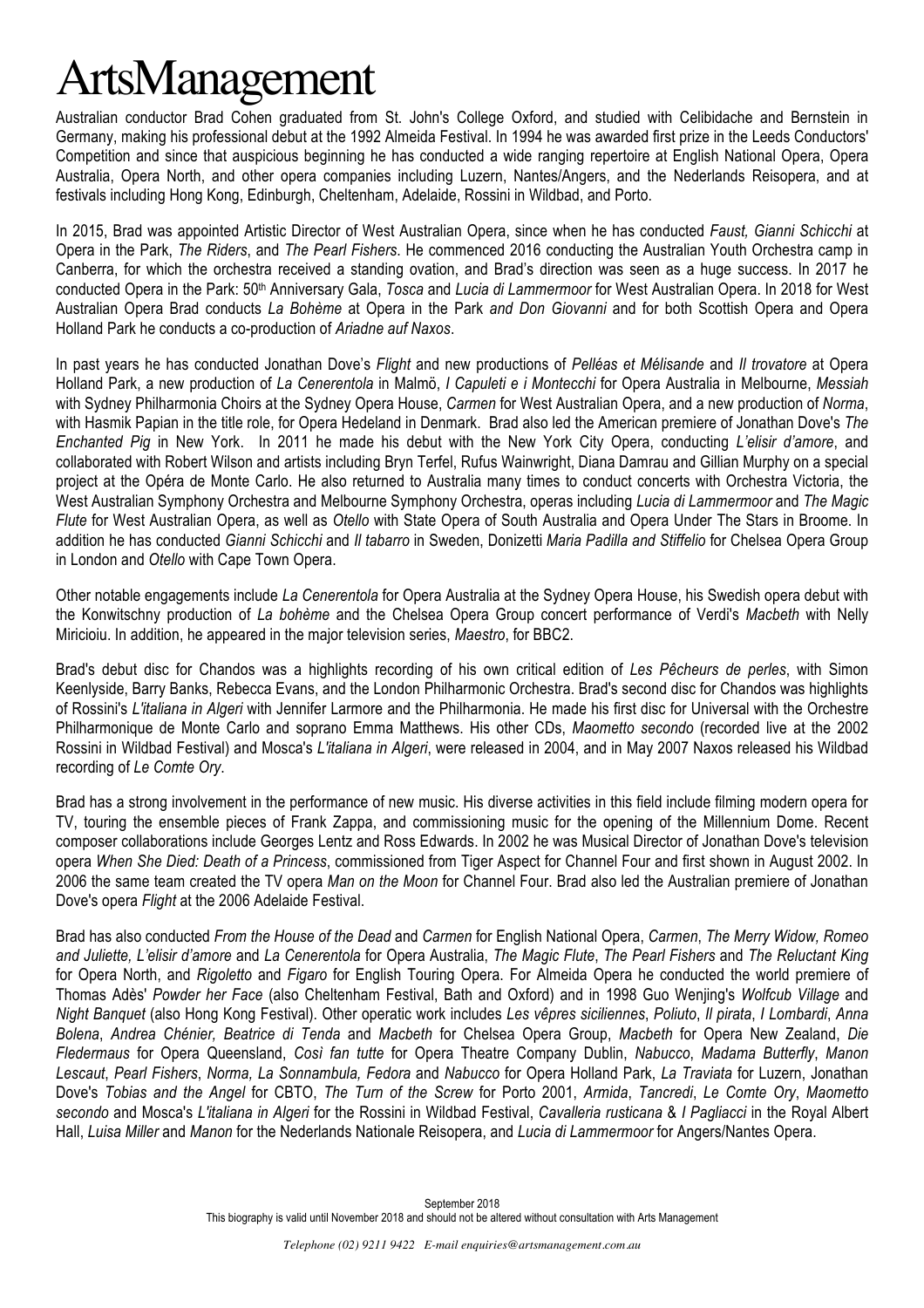# ArtsManagement

Australian conductor Brad Cohen graduated from St. John's College Oxford, and studied with Celibidache and Bernstein in Germany, making his professional debut at the 1992 Almeida Festival. In 1994 he was awarded first prize in the Leeds Conductors' Competition and since that auspicious beginning he has conducted a wide ranging repertoire at English National Opera, Opera Australia, Opera North, and other opera companies including Luzern, Nantes/Angers, and the Nederlands Reisopera, and at festivals including Hong Kong, Edinburgh, Cheltenham, Adelaide, Rossini in Wildbad, and Porto.

In 2015, Brad was appointed Artistic Director of West Australian Opera, since when he has conducted *Faust, Gianni Schicchi* at Opera in the Park, *The Riders*, and *The Pearl Fishers*. He commenced 2016 conducting the Australian Youth Orchestra camp in Canberra, for which the orchestra received a standing ovation, and Brad's direction was seen as a huge success. In 2017 he conducted Opera in the Park: 50th Anniversary Gala, *Tosca* and *Lucia di Lammermoor* for West Australian Opera. In 2018 for West Australian Opera Brad conducts *La Bohème* at Opera in the Park *and Don Giovanni* and for both Scottish Opera and Opera Holland Park he conducts a co-production of *Ariadne auf Naxos*.

In past years he has conducted Jonathan Dove's *Flight* and new productions of *Pelléas et Mélisande* and *Il trovatore* at Opera Holland Park, a new production of *La Cenerentola* in Malmö, *I Capuleti e i Montecchi* for Opera Australia in Melbourne, *Messiah* with Sydney Philharmonia Choirs at the Sydney Opera House, *Carmen* for West Australian Opera, and a new production of *Norma*, with Hasmik Papian in the title role, for Opera Hedeland in Denmark. Brad also led the American premiere of Jonathan Dove's *The Enchanted Pig* in New York. In 2011 he made his debut with the New York City Opera, conducting *L'elisir d'amore*, and collaborated with Robert Wilson and artists including Bryn Terfel, Rufus Wainwright, Diana Damrau and Gillian Murphy on a special project at the Opéra de Monte Carlo. He also returned to Australia many times to conduct concerts with Orchestra Victoria, the West Australian Symphony Orchestra and Melbourne Symphony Orchestra, operas including *Lucia di Lammermoor* and *The Magic Flute* for West Australian Opera, as well as *Otello* with State Opera of South Australia and Opera Under The Stars in Broome. In addition he has conducted *Gianni Schicchi* and *Il tabarro* in Sweden, Donizetti *Maria Padilla and Stiffelio* for Chelsea Opera Group in London and *Otello* with Cape Town Opera.

Other notable engagements include *La Cenerentola* for Opera Australia at the Sydney Opera House, his Swedish opera debut with the Konwitschny production of *La bohème* and the Chelsea Opera Group concert performance of Verdi's *Macbeth* with Nelly Miricioiu. In addition, he appeared in the major television series, *Maestro*, for BBC2.

Brad's debut disc for Chandos was a highlights recording of his own critical edition of *Les Pêcheurs de perles*, with Simon Keenlyside, Barry Banks, Rebecca Evans, and the London Philharmonic Orchestra. Brad's second disc for Chandos was highlights of Rossini's *L'italiana in Algeri* with Jennifer Larmore and the Philharmonia. He made his first disc for Universal with the Orchestre Philharmonique de Monte Carlo and soprano Emma Matthews. His other CDs, *Maometto secondo* (recorded live at the 2002 Rossini in Wildbad Festival) and Mosca's *L'italiana in Algeri*, were released in 2004, and in May 2007 Naxos released his Wildbad recording of *Le Comte Ory*.

Brad has a strong involvement in the performance of new music. His diverse activities in this field include filming modern opera for TV, touring the ensemble pieces of Frank Zappa, and commissioning music for the opening of the Millennium Dome. Recent composer collaborations include Georges Lentz and Ross Edwards. In 2002 he was Musical Director of Jonathan Dove's television opera *When She Died: Death of a Princess*, commissioned from Tiger Aspect for Channel Four and first shown in August 2002. In 2006 the same team created the TV opera *Man on the Moon* for Channel Four. Brad also led the Australian premiere of Jonathan Dove's opera *Flight* at the 2006 Adelaide Festival.

Brad has also conducted *From the House of the Dead* and *Carmen* for English National Opera, *Carmen*, *The Merry Widow*, *Romeo and Juliette, L'elisir d'amore* and *La Cenerentola* for Opera Australia, *The Magic Flute*, *The Pearl Fishers* and *The Reluctant King* for Opera North, and *Rigoletto* and *Figaro* for English Touring Opera. For Almeida Opera he conducted the world premiere of Thomas Adès' *Powder her Face* (also Cheltenham Festival, Bath and Oxford) and in 1998 Guo Wenjing's *Wolfcub Village* and *Night Banquet* (also Hong Kong Festival). Other operatic work includes *Les vêpres siciliennes*, *Poliuto*, *Il pirata*, *I Lombardi*, *Anna Bolena*, *Andrea Chénier, Beatrice di Tenda* and *Macbeth* for Chelsea Opera Group, *Macbeth* for Opera New Zealand, *Die Fledermaus* for Opera Queensland, *Così fan tutte* for Opera Theatre Company Dublin, *Nabucco*, *Madama Butterfly*, *Manon Lescaut*, *Pearl Fishers*, *Norma, La Sonnambula, Fedora* and *Nabucco* for Opera Holland Park, *La Traviata* for Luzern, Jonathan Dove's *Tobias and the Angel* for CBTO, *The Turn of the Screw* for Porto 2001, *Armida*, *Tancredi*, *Le Comte Ory*, *Maometto secondo* and Mosca's *L'italiana in Algeri* for the Rossini in Wildbad Festival, *Cavalleria rusticana* & *I Pagliacci* in the Royal Albert Hall, *Luisa Miller* and *Manon* for the Nederlands Nationale Reisopera, and *Lucia di Lammermoor* for Angers/Nantes Opera.

September 2018

This biography is valid until November 2018 and should not be altered without consultation with Arts Management

*Telephone (02) 9211 9422 E-mail enquiries@artsmanagement.com.au*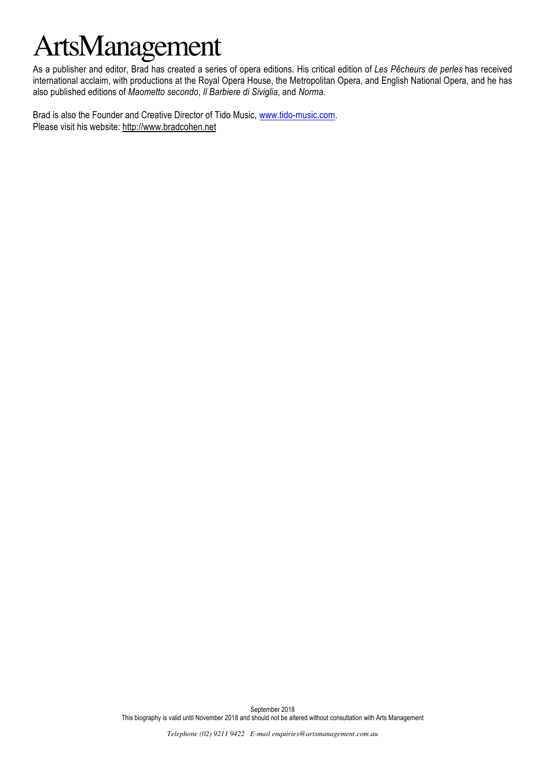As a publisher and editor, Brad has created a series of opera editions. His critical edition of *Les Pêcheurs de perles* has received international acclaim, with productions at the Royal Opera House, the Metropolitan Opera, and English National Opera, and he has also published editions of *Maometto secondo*, *Il Barbiere di Siviglia*, and *Norma*.

Brad is also the Founder and Creative Director of Tido Music, [www.tido-music.com](http://www.tido-music.com).
Please visit his website: http://www.bradcohen.net

September 2018
This biography is valid until November 2018 and should not be altered without consultation with Arts Management